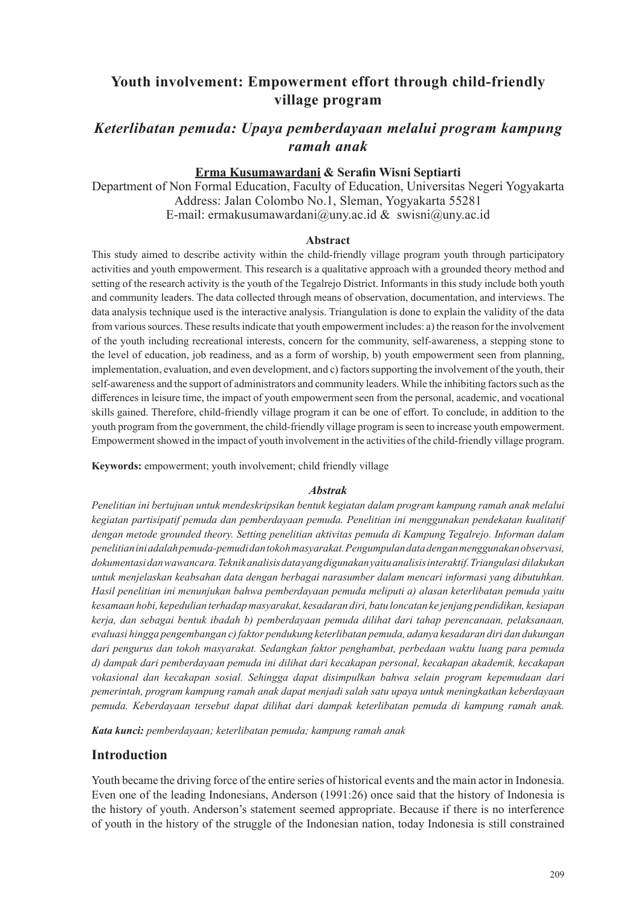# Youth involvement: Empowerment effort through child-friendly village program

## *Keterlibatan pemuda: Upaya pemberdayaan melalui program kampung ramah anak*

**Erma Kusumawardani & Serafin Wisni Septiarti**

Department of Non Formal Education, Faculty of Education, Universitas Negeri Yogyakarta
Address: Jalan Colombo No.1, Sleman, Yogyakarta 55281
E-mail: ermakusumawardani@uny.ac.id & swisni@uny.ac.id

### Abstract

This study aimed to describe activity within the child-friendly village program youth through participatory activities and youth empowerment. This research is a qualitative approach with a grounded theory method and setting of the research activity is the youth of the Tegalrejo District. Informants in this study include both youth and community leaders. The data collected through means of observation, documentation, and interviews. The data analysis technique used is the interactive analysis. Triangulation is done to explain the validity of the data from various sources. These results indicate that youth empowerment includes: a) the reason for the involvement of the youth including recreational interests, concern for the community, self-awareness, a stepping stone to the level of education, job readiness, and as a form of worship, b) youth empowerment seen from planning, implementation, evaluation, and even development, and c) factors supporting the involvement of the youth, their self-awareness and the support of administrators and community leaders. While the inhibiting factors such as the differences in leisure time, the impact of youth empowerment seen from the personal, academic, and vocational skills gained. Therefore, child-friendly village program it can be one of effort. To conclude, in addition to the youth program from the government, the child-friendly village program is seen to increase youth empowerment. Empowerment showed in the impact of youth involvement in the activities of the child-friendly village program.

**Keywords:** empowerment; youth involvement; child friendly village

### *Abstrak*

*Penelitian ini bertujuan untuk mendeskripsikan bentuk kegiatan dalam program kampung ramah anak melalui kegiatan partisipatif pemuda dan pemberdayaan pemuda. Penelitian ini menggunakan pendekatan kualitatif dengan metode grounded theory. Setting penelitian aktivitas pemuda di Kampung Tegalrejo. Informan dalam penelitian ini adalah pemuda-pemudi dan tokoh masyarakat. Pengumpulan data dengan menggunakan observasi, dokumentasi dan wawancara. Teknik analisis data yang digunakan yaitu analisis interaktif. Triangulasi dilakukan untuk menjelaskan keabsahan data dengan berbagai narasumber dalam mencari informasi yang dibutuhkan. Hasil penelitian ini menunjukan bahwa pemberdayaan pemuda meliputi a) alasan keterlibatan pemuda yaitu kesamaan hobi, kepedulian terhadap masyarakat, kesadaran diri, batu loncatan ke jenjang pendidikan, kesiapan kerja, dan sebagai bentuk ibadah b) pemberdayaan pemuda dilihat dari tahap perencanaan, pelaksanaan, evaluasi hingga pengembangan c) faktor pendukung keterlibatan pemuda, adanya kesadaran diri dan dukungan dari pengurus dan tokoh masyarakat. Sedangkan faktor penghambat, perbedaan waktu luang para pemuda d) dampak dari pemberdayaan pemuda ini dilihat dari kecakapan personal, kecakapan akademik, kecakapan vokasional dan kecakapan sosial. Sehingga dapat disimpulkan bahwa selain program kepemudaan dari pemerintah, program kampung ramah anak dapat menjadi salah satu upaya untuk meningkatkan keberdayaan pemuda. Keberdayaan tersebut dapat dilihat dari dampak keterlibatan pemuda di kampung ramah anak.*

***Kata kunci:*** *pemberdayaan; keterlibatan pemuda; kampung ramah anak*

## Introduction

Youth became the driving force of the entire series of historical events and the main actor in Indonesia. Even one of the leading Indonesians, Anderson (1991:26) once said that the history of Indonesia is the history of youth. Anderson's statement seemed appropriate. Because if there is no interference of youth in the history of the struggle of the Indonesian nation, today Indonesia is still constrained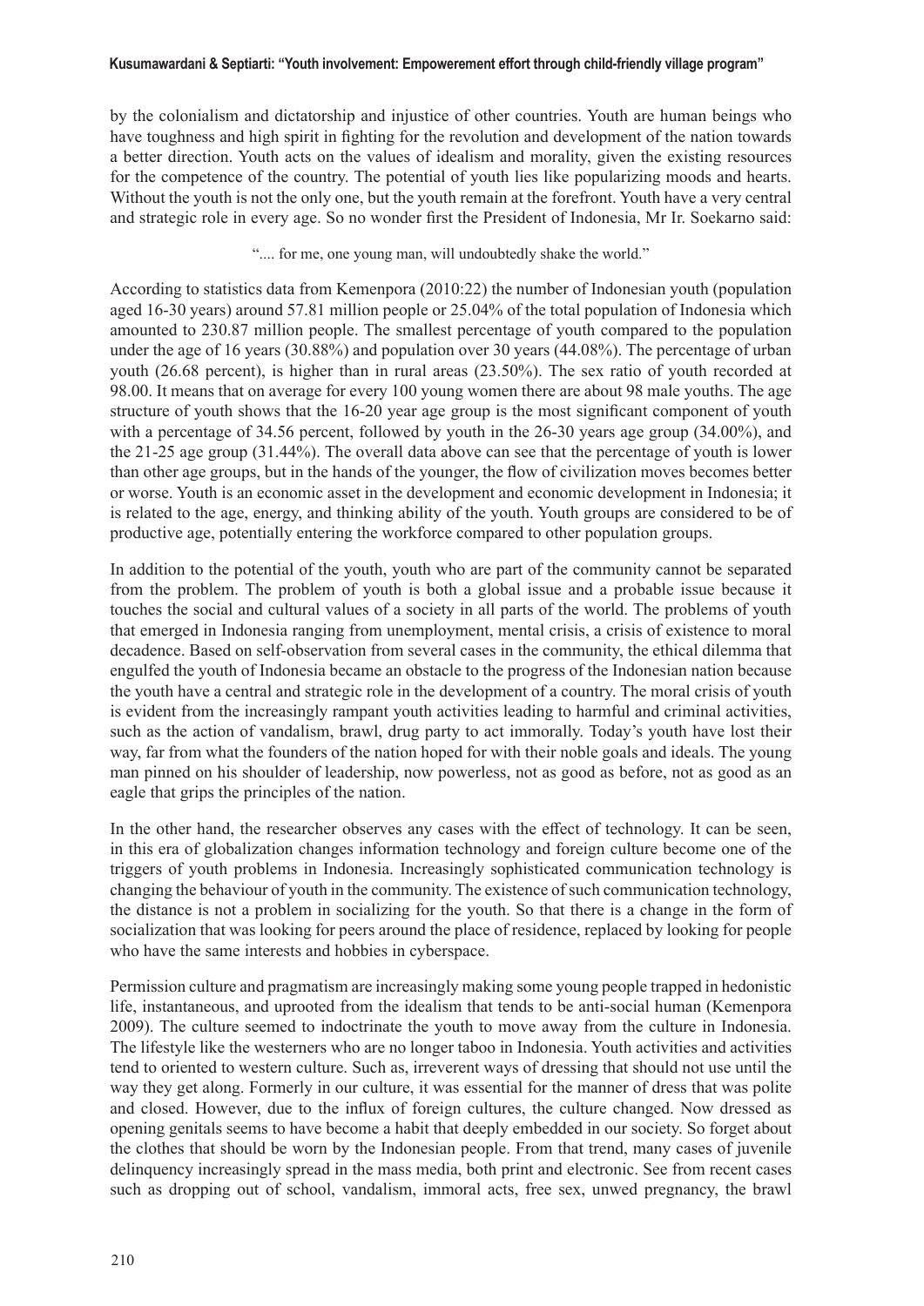by the colonialism and dictatorship and injustice of other countries. Youth are human beings who have toughness and high spirit in fighting for the revolution and development of the nation towards a better direction. Youth acts on the values of idealism and morality, given the existing resources for the competence of the country. The potential of youth lies like popularizing moods and hearts. Without the youth is not the only one, but the youth remain at the forefront. Youth have a very central and strategic role in every age. So no wonder first the President of Indonesia, Mr Ir. Soekarno said:

".... for me, one young man, will undoubtedly shake the world."

According to statistics data from Kemenpora (2010:22) the number of Indonesian youth (population aged 16-30 years) around 57.81 million people or 25.04% of the total population of Indonesia which amounted to 230.87 million people. The smallest percentage of youth compared to the population under the age of 16 years (30.88%) and population over 30 years (44.08%). The percentage of urban youth (26.68 percent), is higher than in rural areas (23.50%). The sex ratio of youth recorded at 98.00. It means that on average for every 100 young women there are about 98 male youths. The age structure of youth shows that the 16-20 year age group is the most significant component of youth with a percentage of 34.56 percent, followed by youth in the 26-30 years age group (34.00%), and the 21-25 age group (31.44%). The overall data above can see that the percentage of youth is lower than other age groups, but in the hands of the younger, the flow of civilization moves becomes better or worse. Youth is an economic asset in the development and economic development in Indonesia; it is related to the age, energy, and thinking ability of the youth. Youth groups are considered to be of productive age, potentially entering the workforce compared to other population groups.

In addition to the potential of the youth, youth who are part of the community cannot be separated from the problem. The problem of youth is both a global issue and a probable issue because it touches the social and cultural values of a society in all parts of the world. The problems of youth that emerged in Indonesia ranging from unemployment, mental crisis, a crisis of existence to moral decadence. Based on self-observation from several cases in the community, the ethical dilemma that engulfed the youth of Indonesia became an obstacle to the progress of the Indonesian nation because the youth have a central and strategic role in the development of a country. The moral crisis of youth is evident from the increasingly rampant youth activities leading to harmful and criminal activities, such as the action of vandalism, brawl, drug party to act immorally. Today's youth have lost their way, far from what the founders of the nation hoped for with their noble goals and ideals. The young man pinned on his shoulder of leadership, now powerless, not as good as before, not as good as an eagle that grips the principles of the nation.

In the other hand, the researcher observes any cases with the effect of technology. It can be seen, in this era of globalization changes information technology and foreign culture become one of the triggers of youth problems in Indonesia. Increasingly sophisticated communication technology is changing the behaviour of youth in the community. The existence of such communication technology, the distance is not a problem in socializing for the youth. So that there is a change in the form of socialization that was looking for peers around the place of residence, replaced by looking for people who have the same interests and hobbies in cyberspace.

Permission culture and pragmatism are increasingly making some young people trapped in hedonistic life, instantaneous, and uprooted from the idealism that tends to be anti-social human (Kemenpora 2009). The culture seemed to indoctrinate the youth to move away from the culture in Indonesia. The lifestyle like the westerners who are no longer taboo in Indonesia. Youth activities and activities tend to oriented to western culture. Such as, irreverent ways of dressing that should not use until the way they get along. Formerly in our culture, it was essential for the manner of dress that was polite and closed. However, due to the influx of foreign cultures, the culture changed. Now dressed as opening genitals seems to have become a habit that deeply embedded in our society. So forget about the clothes that should be worn by the Indonesian people. From that trend, many cases of juvenile delinquency increasingly spread in the mass media, both print and electronic. See from recent cases such as dropping out of school, vandalism, immoral acts, free sex, unwed pregnancy, the brawl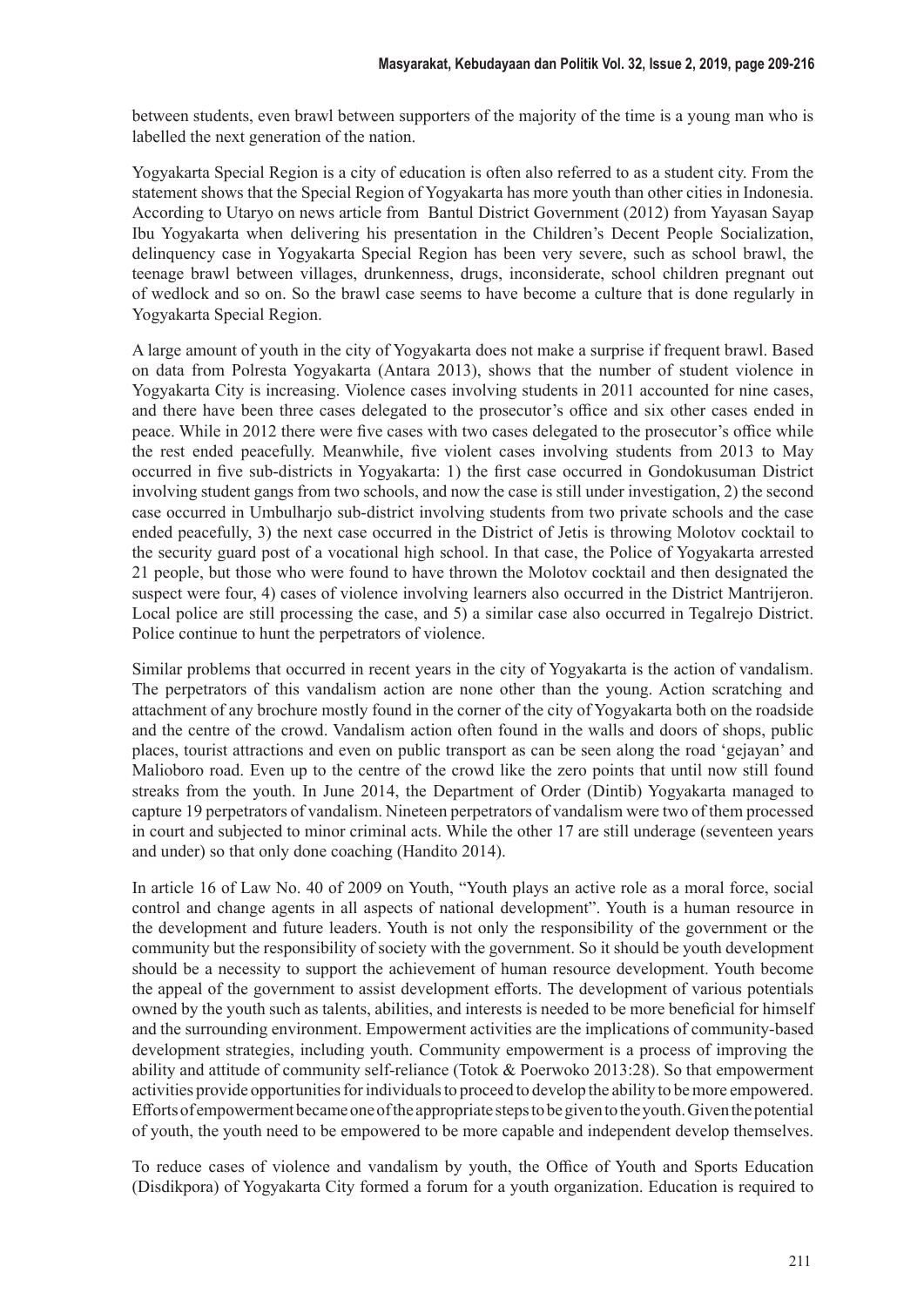between students, even brawl between supporters of the majority of the time is a young man who is labelled the next generation of the nation.

Yogyakarta Special Region is a city of education is often also referred to as a student city. From the statement shows that the Special Region of Yogyakarta has more youth than other cities in Indonesia. According to Utaryo on news article from Bantul District Government (2012) from Yayasan Sayap Ibu Yogyakarta when delivering his presentation in the Children's Decent People Socialization, delinquency case in Yogyakarta Special Region has been very severe, such as school brawl, the teenage brawl between villages, drunkenness, drugs, inconsiderate, school children pregnant out of wedlock and so on. So the brawl case seems to have become a culture that is done regularly in Yogyakarta Special Region.

A large amount of youth in the city of Yogyakarta does not make a surprise if frequent brawl. Based on data from Polresta Yogyakarta (Antara 2013), shows that the number of student violence in Yogyakarta City is increasing. Violence cases involving students in 2011 accounted for nine cases, and there have been three cases delegated to the prosecutor's office and six other cases ended in peace. While in 2012 there were five cases with two cases delegated to the prosecutor's office while the rest ended peacefully. Meanwhile, five violent cases involving students from 2013 to May occurred in five sub-districts in Yogyakarta: 1) the first case occurred in Gondokusuman District involving student gangs from two schools, and now the case is still under investigation, 2) the second case occurred in Umbulharjo sub-district involving students from two private schools and the case ended peacefully, 3) the next case occurred in the District of Jetis is throwing Molotov cocktail to the security guard post of a vocational high school. In that case, the Police of Yogyakarta arrested 21 people, but those who were found to have thrown the Molotov cocktail and then designated the suspect were four, 4) cases of violence involving learners also occurred in the District Mantrijeron. Local police are still processing the case, and 5) a similar case also occurred in Tegalrejo District. Police continue to hunt the perpetrators of violence.

Similar problems that occurred in recent years in the city of Yogyakarta is the action of vandalism. The perpetrators of this vandalism action are none other than the young. Action scratching and attachment of any brochure mostly found in the corner of the city of Yogyakarta both on the roadside and the centre of the crowd. Vandalism action often found in the walls and doors of shops, public places, tourist attractions and even on public transport as can be seen along the road 'gejayan' and Malioboro road. Even up to the centre of the crowd like the zero points that until now still found streaks from the youth. In June 2014, the Department of Order (Dintib) Yogyakarta managed to capture 19 perpetrators of vandalism. Nineteen perpetrators of vandalism were two of them processed in court and subjected to minor criminal acts. While the other 17 are still underage (seventeen years and under) so that only done coaching (Handito 2014).

In article 16 of Law No. 40 of 2009 on Youth, "Youth plays an active role as a moral force, social control and change agents in all aspects of national development". Youth is a human resource in the development and future leaders. Youth is not only the responsibility of the government or the community but the responsibility of society with the government. So it should be youth development should be a necessity to support the achievement of human resource development. Youth become the appeal of the government to assist development efforts. The development of various potentials owned by the youth such as talents, abilities, and interests is needed to be more beneficial for himself and the surrounding environment. Empowerment activities are the implications of community-based development strategies, including youth. Community empowerment is a process of improving the ability and attitude of community self-reliance (Totok & Poerwoko 2013:28). So that empowerment activities provide opportunities for individuals to proceed to develop the ability to be more empowered. Efforts of empowerment became one of the appropriate steps to be given to the youth. Given the potential of youth, the youth need to be empowered to be more capable and independent develop themselves.

To reduce cases of violence and vandalism by youth, the Office of Youth and Sports Education (Disdikpora) of Yogyakarta City formed a forum for a youth organization. Education is required to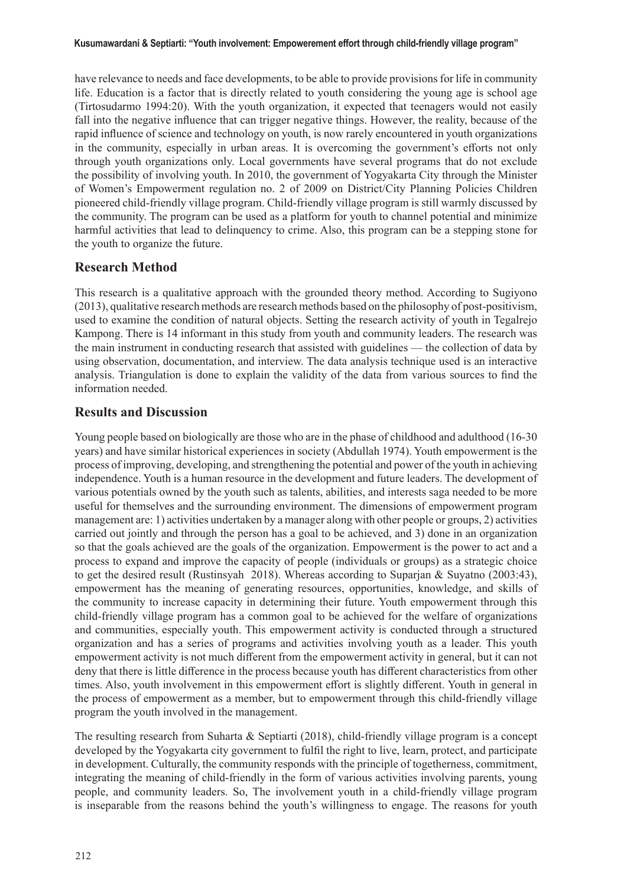have relevance to needs and face developments, to be able to provide provisions for life in community life. Education is a factor that is directly related to youth considering the young age is school age (Tirtosudarmo 1994:20). With the youth organization, it expected that teenagers would not easily fall into the negative influence that can trigger negative things. However, the reality, because of the rapid influence of science and technology on youth, is now rarely encountered in youth organizations in the community, especially in urban areas. It is overcoming the government's efforts not only through youth organizations only. Local governments have several programs that do not exclude the possibility of involving youth. In 2010, the government of Yogyakarta City through the Minister of Women's Empowerment regulation no. 2 of 2009 on District/City Planning Policies Children pioneered child-friendly village program. Child-friendly village program is still warmly discussed by the community. The program can be used as a platform for youth to channel potential and minimize harmful activities that lead to delinquency to crime. Also, this program can be a stepping stone for the youth to organize the future.

## Research Method

This research is a qualitative approach with the grounded theory method. According to Sugiyono (2013), qualitative research methods are research methods based on the philosophy of post-positivism, used to examine the condition of natural objects. Setting the research activity of youth in Tegalrejo Kampong. There is 14 informant in this study from youth and community leaders. The research was the main instrument in conducting research that assisted with guidelines — the collection of data by using observation, documentation, and interview. The data analysis technique used is an interactive analysis. Triangulation is done to explain the validity of the data from various sources to find the information needed.

## Results and Discussion

Young people based on biologically are those who are in the phase of childhood and adulthood (16-30 years) and have similar historical experiences in society (Abdullah 1974). Youth empowerment is the process of improving, developing, and strengthening the potential and power of the youth in achieving independence. Youth is a human resource in the development and future leaders. The development of various potentials owned by the youth such as talents, abilities, and interests saga needed to be more useful for themselves and the surrounding environment. The dimensions of empowerment program management are: 1) activities undertaken by a manager along with other people or groups, 2) activities carried out jointly and through the person has a goal to be achieved, and 3) done in an organization so that the goals achieved are the goals of the organization. Empowerment is the power to act and a process to expand and improve the capacity of people (individuals or groups) as a strategic choice to get the desired result (Rustinsyah 2018). Whereas according to Suparjan & Suyatno (2003:43), empowerment has the meaning of generating resources, opportunities, knowledge, and skills of the community to increase capacity in determining their future. Youth empowerment through this child-friendly village program has a common goal to be achieved for the welfare of organizations and communities, especially youth. This empowerment activity is conducted through a structured organization and has a series of programs and activities involving youth as a leader. This youth empowerment activity is not much different from the empowerment activity in general, but it can not deny that there is little difference in the process because youth has different characteristics from other times. Also, youth involvement in this empowerment effort is slightly different. Youth in general in the process of empowerment as a member, but to empowerment through this child-friendly village program the youth involved in the management.

The resulting research from Suharta & Septiarti (2018), child-friendly village program is a concept developed by the Yogyakarta city government to fulfil the right to live, learn, protect, and participate in development. Culturally, the community responds with the principle of togetherness, commitment, integrating the meaning of child-friendly in the form of various activities involving parents, young people, and community leaders. So, The involvement youth in a child-friendly village program is inseparable from the reasons behind the youth's willingness to engage. The reasons for youth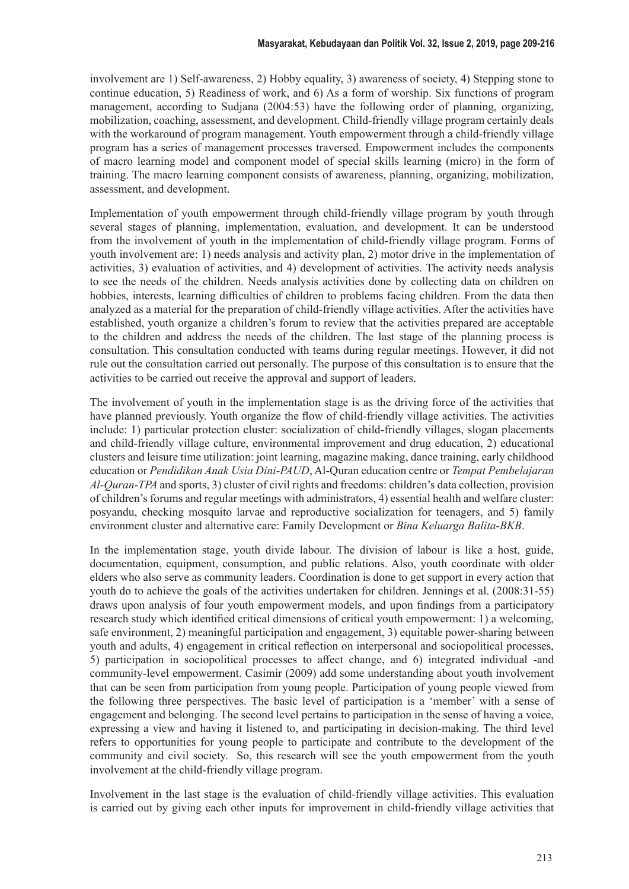involvement are 1) Self-awareness, 2) Hobby equality, 3) awareness of society, 4) Stepping stone to continue education, 5) Readiness of work, and 6) As a form of worship. Six functions of program management, according to Sudjana (2004:53) have the following order of planning, organizing, mobilization, coaching, assessment, and development. Child-friendly village program certainly deals with the workaround of program management. Youth empowerment through a child-friendly village program has a series of management processes traversed. Empowerment includes the components of macro learning model and component model of special skills learning (micro) in the form of training. The macro learning component consists of awareness, planning, organizing, mobilization, assessment, and development.

Implementation of youth empowerment through child-friendly village program by youth through several stages of planning, implementation, evaluation, and development. It can be understood from the involvement of youth in the implementation of child-friendly village program. Forms of youth involvement are: 1) needs analysis and activity plan, 2) motor drive in the implementation of activities, 3) evaluation of activities, and 4) development of activities. The activity needs analysis to see the needs of the children. Needs analysis activities done by collecting data on children on hobbies, interests, learning difficulties of children to problems facing children. From the data then analyzed as a material for the preparation of child-friendly village activities. After the activities have established, youth organize a children's forum to review that the activities prepared are acceptable to the children and address the needs of the children. The last stage of the planning process is consultation. This consultation conducted with teams during regular meetings. However, it did not rule out the consultation carried out personally. The purpose of this consultation is to ensure that the activities to be carried out receive the approval and support of leaders.

The involvement of youth in the implementation stage is as the driving force of the activities that have planned previously. Youth organize the flow of child-friendly village activities. The activities include: 1) particular protection cluster: socialization of child-friendly villages, slogan placements and child-friendly village culture, environmental improvement and drug education, 2) educational clusters and leisure time utilization: joint learning, magazine making, dance training, early childhood education or *Pendidikan Anak Usia Dini-PAUD*, Al-Quran education centre or *Tempat Pembelajaran Al-Quran-TPA* and sports, 3) cluster of civil rights and freedoms: children's data collection, provision of children's forums and regular meetings with administrators, 4) essential health and welfare cluster: posyandu, checking mosquito larvae and reproductive socialization for teenagers, and 5) family environment cluster and alternative care: Family Development or *Bina Keluarga Balita-BKB*.

In the implementation stage, youth divide labour. The division of labour is like a host, guide, documentation, equipment, consumption, and public relations. Also, youth coordinate with older elders who also serve as community leaders. Coordination is done to get support in every action that youth do to achieve the goals of the activities undertaken for children. Jennings et al. (2008:31-55) draws upon analysis of four youth empowerment models, and upon findings from a participatory research study which identified critical dimensions of critical youth empowerment: 1) a welcoming, safe environment, 2) meaningful participation and engagement, 3) equitable power-sharing between youth and adults, 4) engagement in critical reflection on interpersonal and sociopolitical processes, 5) participation in sociopolitical processes to affect change, and 6) integrated individual -and community-level empowerment. Casimir (2009) add some understanding about youth involvement that can be seen from participation from young people. Participation of young people viewed from the following three perspectives. The basic level of participation is a 'member' with a sense of engagement and belonging. The second level pertains to participation in the sense of having a voice, expressing a view and having it listened to, and participating in decision-making. The third level refers to opportunities for young people to participate and contribute to the development of the community and civil society. So, this research will see the youth empowerment from the youth involvement at the child-friendly village program.

Involvement in the last stage is the evaluation of child-friendly village activities. This evaluation is carried out by giving each other inputs for improvement in child-friendly village activities that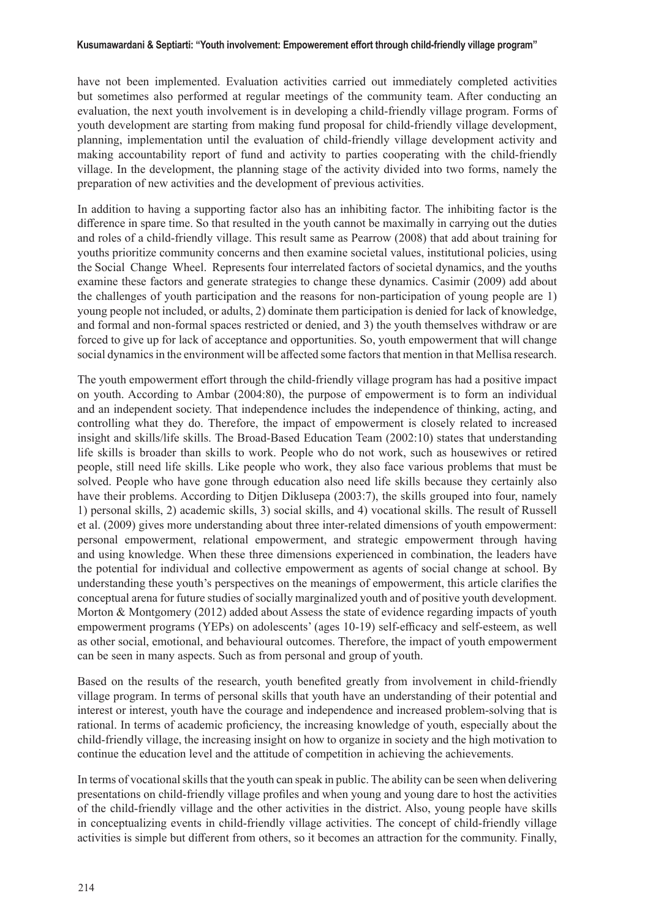have not been implemented. Evaluation activities carried out immediately completed activities but sometimes also performed at regular meetings of the community team. After conducting an evaluation, the next youth involvement is in developing a child-friendly village program. Forms of youth development are starting from making fund proposal for child-friendly village development, planning, implementation until the evaluation of child-friendly village development activity and making accountability report of fund and activity to parties cooperating with the child-friendly village. In the development, the planning stage of the activity divided into two forms, namely the preparation of new activities and the development of previous activities.

In addition to having a supporting factor also has an inhibiting factor. The inhibiting factor is the difference in spare time. So that resulted in the youth cannot be maximally in carrying out the duties and roles of a child-friendly village. This result same as Pearrow (2008) that add about training for youths prioritize community concerns and then examine societal values, institutional policies, using the Social Change Wheel. Represents four interrelated factors of societal dynamics, and the youths examine these factors and generate strategies to change these dynamics. Casimir (2009) add about the challenges of youth participation and the reasons for non-participation of young people are 1) young people not included, or adults, 2) dominate them participation is denied for lack of knowledge, and formal and non-formal spaces restricted or denied, and 3) the youth themselves withdraw or are forced to give up for lack of acceptance and opportunities. So, youth empowerment that will change social dynamics in the environment will be affected some factors that mention in that Mellisa research.

The youth empowerment effort through the child-friendly village program has had a positive impact on youth. According to Ambar (2004:80), the purpose of empowerment is to form an individual and an independent society. That independence includes the independence of thinking, acting, and controlling what they do. Therefore, the impact of empowerment is closely related to increased insight and skills/life skills. The Broad-Based Education Team (2002:10) states that understanding life skills is broader than skills to work. People who do not work, such as housewives or retired people, still need life skills. Like people who work, they also face various problems that must be solved. People who have gone through education also need life skills because they certainly also have their problems. According to Ditjen Diklusepa (2003:7), the skills grouped into four, namely 1) personal skills, 2) academic skills, 3) social skills, and 4) vocational skills. The result of Russell et al. (2009) gives more understanding about three inter-related dimensions of youth empowerment: personal empowerment, relational empowerment, and strategic empowerment through having and using knowledge. When these three dimensions experienced in combination, the leaders have the potential for individual and collective empowerment as agents of social change at school. By understanding these youth's perspectives on the meanings of empowerment, this article clarifies the conceptual arena for future studies of socially marginalized youth and of positive youth development. Morton & Montgomery (2012) added about Assess the state of evidence regarding impacts of youth empowerment programs (YEPs) on adolescents' (ages 10-19) self-efficacy and self-esteem, as well as other social, emotional, and behavioural outcomes. Therefore, the impact of youth empowerment can be seen in many aspects. Such as from personal and group of youth.

Based on the results of the research, youth benefited greatly from involvement in child-friendly village program. In terms of personal skills that youth have an understanding of their potential and interest or interest, youth have the courage and independence and increased problem-solving that is rational. In terms of academic proficiency, the increasing knowledge of youth, especially about the child-friendly village, the increasing insight on how to organize in society and the high motivation to continue the education level and the attitude of competition in achieving the achievements.

In terms of vocational skills that the youth can speak in public. The ability can be seen when delivering presentations on child-friendly village profiles and when young and young dare to host the activities of the child-friendly village and the other activities in the district. Also, young people have skills in conceptualizing events in child-friendly village activities. The concept of child-friendly village activities is simple but different from others, so it becomes an attraction for the community. Finally,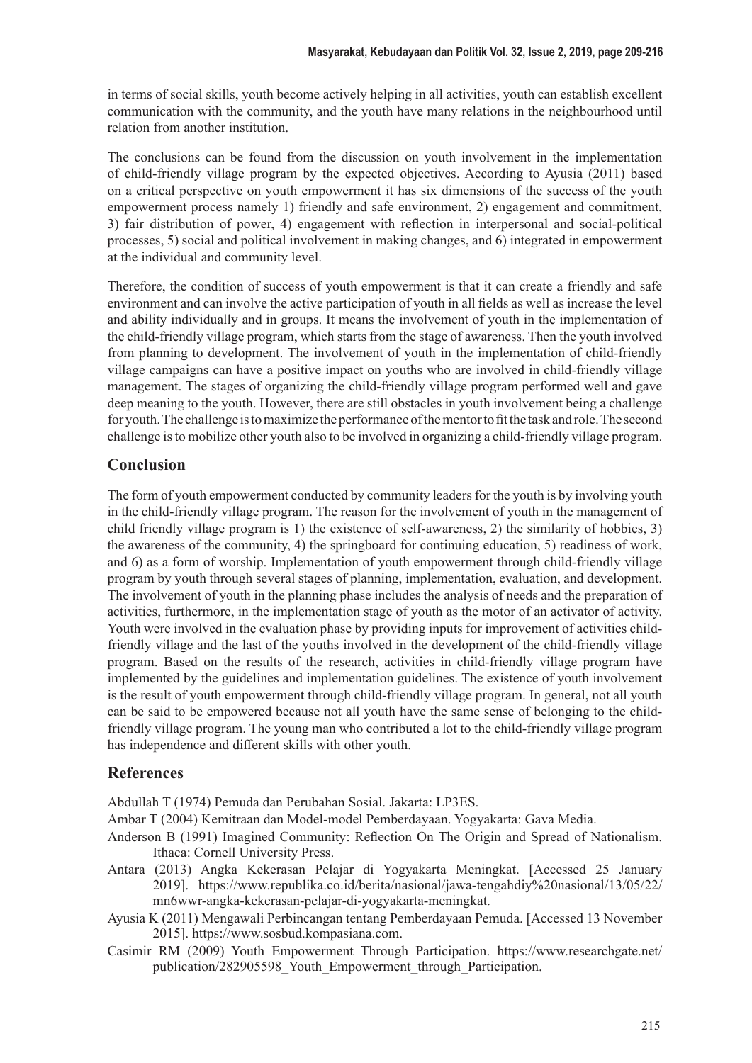in terms of social skills, youth become actively helping in all activities, youth can establish excellent communication with the community, and the youth have many relations in the neighbourhood until relation from another institution.

The conclusions can be found from the discussion on youth involvement in the implementation of child-friendly village program by the expected objectives. According to Ayusia (2011) based on a critical perspective on youth empowerment it has six dimensions of the success of the youth empowerment process namely 1) friendly and safe environment, 2) engagement and commitment, 3) fair distribution of power, 4) engagement with reflection in interpersonal and social-political processes, 5) social and political involvement in making changes, and 6) integrated in empowerment at the individual and community level.

Therefore, the condition of success of youth empowerment is that it can create a friendly and safe environment and can involve the active participation of youth in all fields as well as increase the level and ability individually and in groups. It means the involvement of youth in the implementation of the child-friendly village program, which starts from the stage of awareness. Then the youth involved from planning to development. The involvement of youth in the implementation of child-friendly village campaigns can have a positive impact on youths who are involved in child-friendly village management. The stages of organizing the child-friendly village program performed well and gave deep meaning to the youth. However, there are still obstacles in youth involvement being a challenge for youth. The challenge is to maximize the performance of the mentor to fit the task and role. The second challenge is to mobilize other youth also to be involved in organizing a child-friendly village program.

## Conclusion

The form of youth empowerment conducted by community leaders for the youth is by involving youth in the child-friendly village program. The reason for the involvement of youth in the management of child friendly village program is 1) the existence of self-awareness, 2) the similarity of hobbies, 3) the awareness of the community, 4) the springboard for continuing education, 5) readiness of work, and 6) as a form of worship. Implementation of youth empowerment through child-friendly village program by youth through several stages of planning, implementation, evaluation, and development. The involvement of youth in the planning phase includes the analysis of needs and the preparation of activities, furthermore, in the implementation stage of youth as the motor of an activator of activity. Youth were involved in the evaluation phase by providing inputs for improvement of activities child-friendly village and the last of the youths involved in the development of the child-friendly village program. Based on the results of the research, activities in child-friendly village program have implemented by the guidelines and implementation guidelines. The existence of youth involvement is the result of youth empowerment through child-friendly village program. In general, not all youth can be said to be empowered because not all youth have the same sense of belonging to the child-friendly village program. The young man who contributed a lot to the child-friendly village program has independence and different skills with other youth.

## References

Abdullah T (1974) Pemuda dan Perubahan Sosial. Jakarta: LP3ES.

Ambar T (2004) Kemitraan dan Model-model Pemberdayaan. Yogyakarta: Gava Media.

Anderson B (1991) Imagined Community: Reflection On The Origin and Spread of Nationalism. Ithaca: Cornell University Press.

Antara (2013) Angka Kekerasan Pelajar di Yogyakarta Meningkat. [Accessed 25 January 2019]. https://www.republika.co.id/berita/nasional/jawa-tengahdiy%20nasional/13/05/22/mn6wwr-angka-kekerasan-pelajar-di-yogyakarta-meningkat.

Ayusia K (2011) Mengawali Perbincangan tentang Pemberdayaan Pemuda. [Accessed 13 November 2015]. https://www.sosbud.kompasiana.com.

Casimir RM (2009) Youth Empowerment Through Participation. https://www.researchgate.net/publication/282905598_Youth_Empowerment_through_Participation.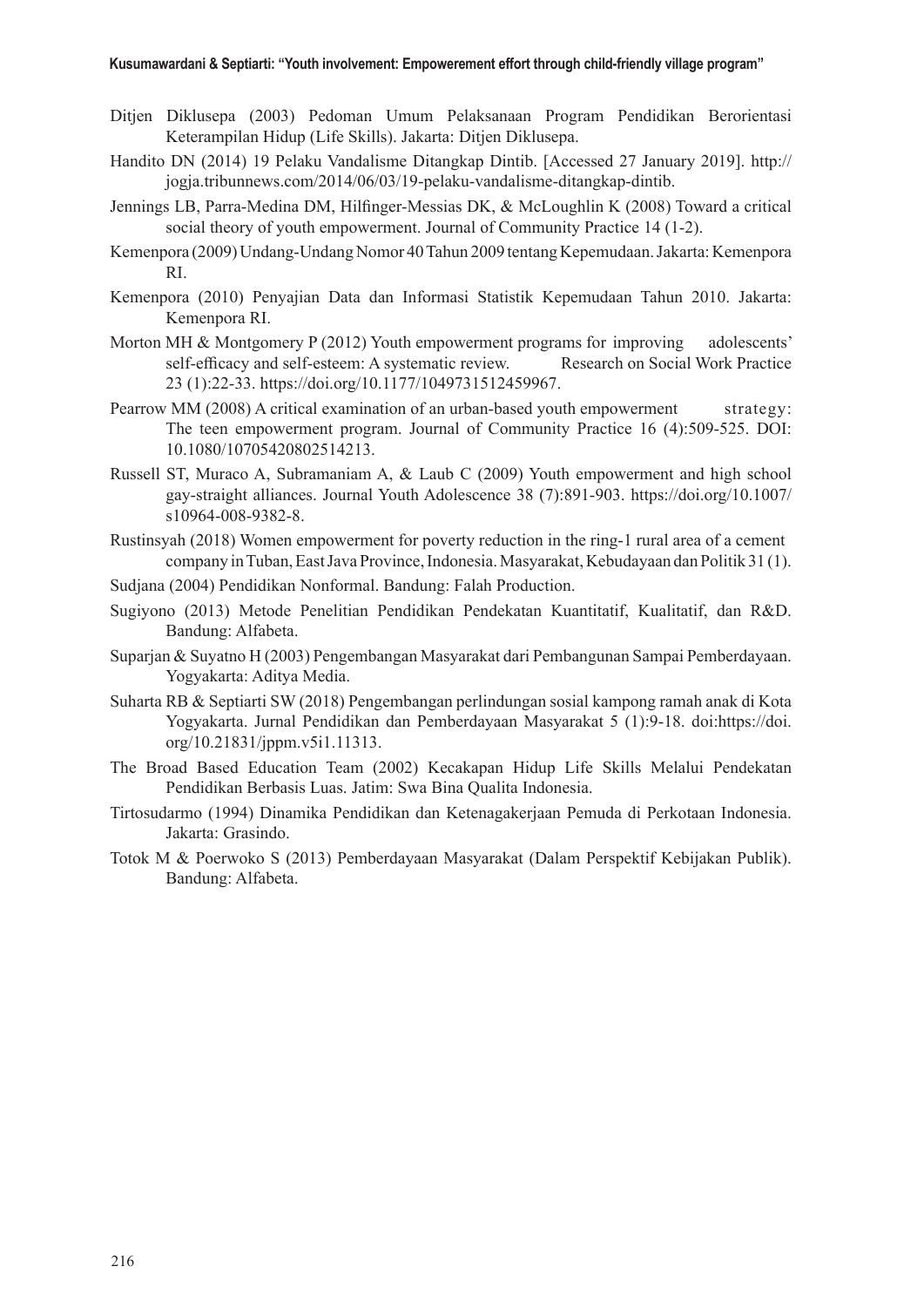Ditjen Diklusepa (2003) Pedoman Umum Pelaksanaan Program Pendidikan Berorientasi Keterampilan Hidup (Life Skills). Jakarta: Ditjen Diklusepa.

Handito DN (2014) 19 Pelaku Vandalisme Ditangkap Dintib. [Accessed 27 January 2019]. http://jogja.tribunnews.com/2014/06/03/19-pelaku-vandalisme-ditangkap-dintib.

Jennings LB, Parra-Medina DM, Hilfinger-Messias DK, & McLoughlin K (2008) Toward a critical social theory of youth empowerment. Journal of Community Practice 14 (1-2).

Kemenpora (2009) Undang-Undang Nomor 40 Tahun 2009 tentang Kepemudaan. Jakarta: Kemenpora RI.

Kemenpora (2010) Penyajian Data dan Informasi Statistik Kepemudaan Tahun 2010. Jakarta: Kemenpora RI.

Morton MH & Montgomery P (2012) Youth empowerment programs for improving adolescents' self-efficacy and self-esteem: A systematic review. Research on Social Work Practice 23 (1):22-33. https://doi.org/10.1177/1049731512459967.

Pearrow MM (2008) A critical examination of an urban-based youth empowerment strategy: The teen empowerment program. Journal of Community Practice 16 (4):509-525. DOI: 10.1080/10705420802514213.

Russell ST, Muraco A, Subramaniam A, & Laub C (2009) Youth empowerment and high school gay-straight alliances. Journal Youth Adolescence 38 (7):891-903. https://doi.org/10.1007/s10964-008-9382-8.

Rustinsyah (2018) Women empowerment for poverty reduction in the ring-1 rural area of a cement company in Tuban, East Java Province, Indonesia. Masyarakat, Kebudayaan dan Politik 31 (1).

Sudjana (2004) Pendidikan Nonformal. Bandung: Falah Production.

Sugiyono (2013) Metode Penelitian Pendidikan Pendekatan Kuantitatif, Kualitatif, dan R&D. Bandung: Alfabeta.

Suparjan & Suyatno H (2003) Pengembangan Masyarakat dari Pembangunan Sampai Pemberdayaan. Yogyakarta: Aditya Media.

Suharta RB & Septiarti SW (2018) Pengembangan perlindungan sosial kampong ramah anak di Kota Yogyakarta. Jurnal Pendidikan dan Pemberdayaan Masyarakat 5 (1):9-18. doi:https://doi.org/10.21831/jppm.v5i1.11313.

The Broad Based Education Team (2002) Kecakapan Hidup Life Skills Melalui Pendekatan Pendidikan Berbasis Luas. Jatim: Swa Bina Qualita Indonesia.

Tirtosudarmo (1994) Dinamika Pendidikan dan Ketenagakerjaan Pemuda di Perkotaan Indonesia. Jakarta: Grasindo.

Totok M & Poerwoko S (2013) Pemberdayaan Masyarakat (Dalam Perspektif Kebijakan Publik). Bandung: Alfabeta.